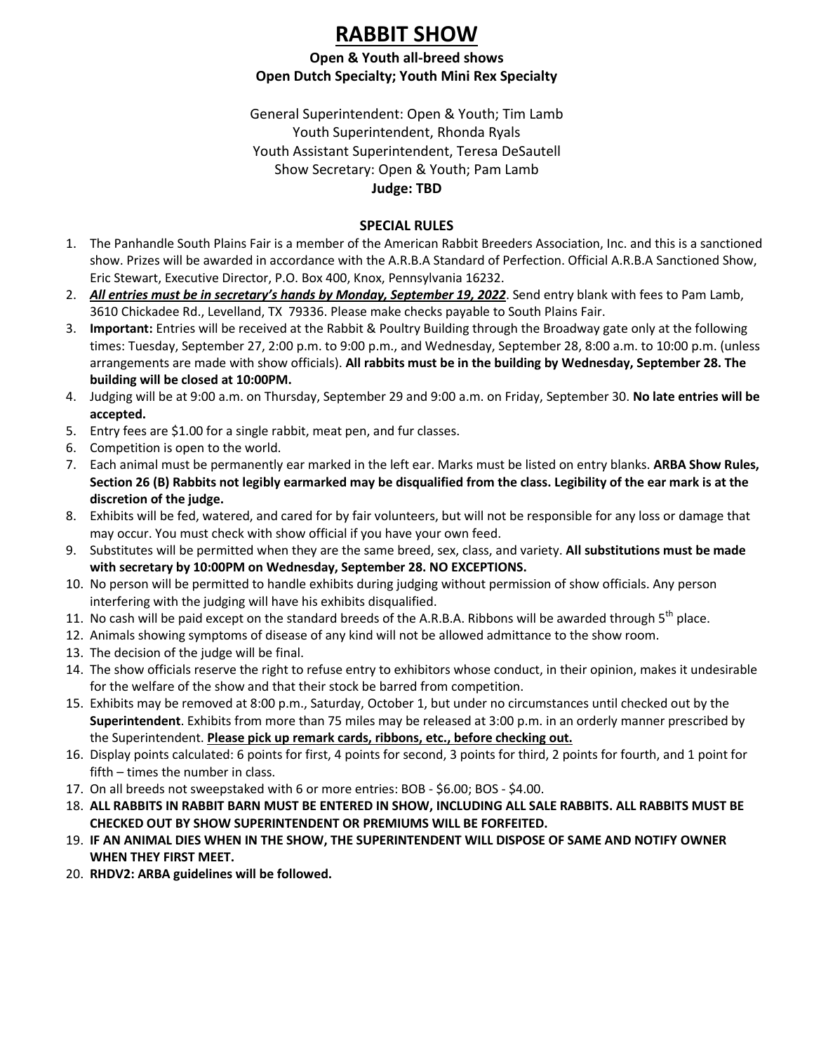# RABBIT SHOW

**Open & Youth all-breed shows**
**Open Dutch Specialty; Youth Mini Rex Specialty**

General Superintendent: Open & Youth; Tim Lamb
Youth Superintendent, Rhonda Ryals
Youth Assistant Superintendent, Teresa DeSautell
Show Secretary: Open & Youth; Pam Lamb
**Judge: TBD**

## SPECIAL RULES

1. The Panhandle South Plains Fair is a member of the American Rabbit Breeders Association, Inc. and this is a sanctioned show. Prizes will be awarded in accordance with the A.R.B.A Standard of Perfection. Official A.R.B.A Sanctioned Show, Eric Stewart, Executive Director, P.O. Box 400, Knox, Pennsylvania 16232.
2. ***All entries must be in secretary's hands by Monday, September 19, 2022***. Send entry blank with fees to Pam Lamb, 3610 Chickadee Rd., Levelland, TX 79336. Please make checks payable to South Plains Fair.
3. **Important:** Entries will be received at the Rabbit & Poultry Building through the Broadway gate only at the following times: Tuesday, September 27, 2:00 p.m. to 9:00 p.m., and Wednesday, September 28, 8:00 a.m. to 10:00 p.m. (unless arrangements are made with show officials). **All rabbits must be in the building by Wednesday, September 28. The building will be closed at 10:00PM.**
4. Judging will be at 9:00 a.m. on Thursday, September 29 and 9:00 a.m. on Friday, September 30. **No late entries will be accepted.**
5. Entry fees are $1.00 for a single rabbit, meat pen, and fur classes.
6. Competition is open to the world.
7. Each animal must be permanently ear marked in the left ear. Marks must be listed on entry blanks. **ARBA Show Rules, Section 26 (B) Rabbits not legibly earmarked may be disqualified from the class. Legibility of the ear mark is at the discretion of the judge.**
8. Exhibits will be fed, watered, and cared for by fair volunteers, but will not be responsible for any loss or damage that may occur. You must check with show official if you have your own feed.
9. Substitutes will be permitted when they are the same breed, sex, class, and variety. **All substitutions must be made with secretary by 10:00PM on Wednesday, September 28. NO EXCEPTIONS.**
10. No person will be permitted to handle exhibits during judging without permission of show officials. Any person interfering with the judging will have his exhibits disqualified.
11. No cash will be paid except on the standard breeds of the A.R.B.A. Ribbons will be awarded through 5th place.
12. Animals showing symptoms of disease of any kind will not be allowed admittance to the show room.
13. The decision of the judge will be final.
14. The show officials reserve the right to refuse entry to exhibitors whose conduct, in their opinion, makes it undesirable for the welfare of the show and that their stock be barred from competition.
15. Exhibits may be removed at 8:00 p.m., Saturday, October 1, but under no circumstances until checked out by the **Superintendent**. Exhibits from more than 75 miles may be released at 3:00 p.m. in an orderly manner prescribed by the Superintendent. **Please pick up remark cards, ribbons, etc., before checking out.**
16. Display points calculated: 6 points for first, 4 points for second, 3 points for third, 2 points for fourth, and 1 point for fifth – times the number in class.
17. On all breeds not sweepstaked with 6 or more entries: BOB - $6.00; BOS - $4.00.
18. **ALL RABBITS IN RABBIT BARN MUST BE ENTERED IN SHOW, INCLUDING ALL SALE RABBITS. ALL RABBITS MUST BE CHECKED OUT BY SHOW SUPERINTENDENT OR PREMIUMS WILL BE FORFEITED.**
19. **IF AN ANIMAL DIES WHEN IN THE SHOW, THE SUPERINTENDENT WILL DISPOSE OF SAME AND NOTIFY OWNER WHEN THEY FIRST MEET.**
20. **RHDV2: ARBA guidelines will be followed.**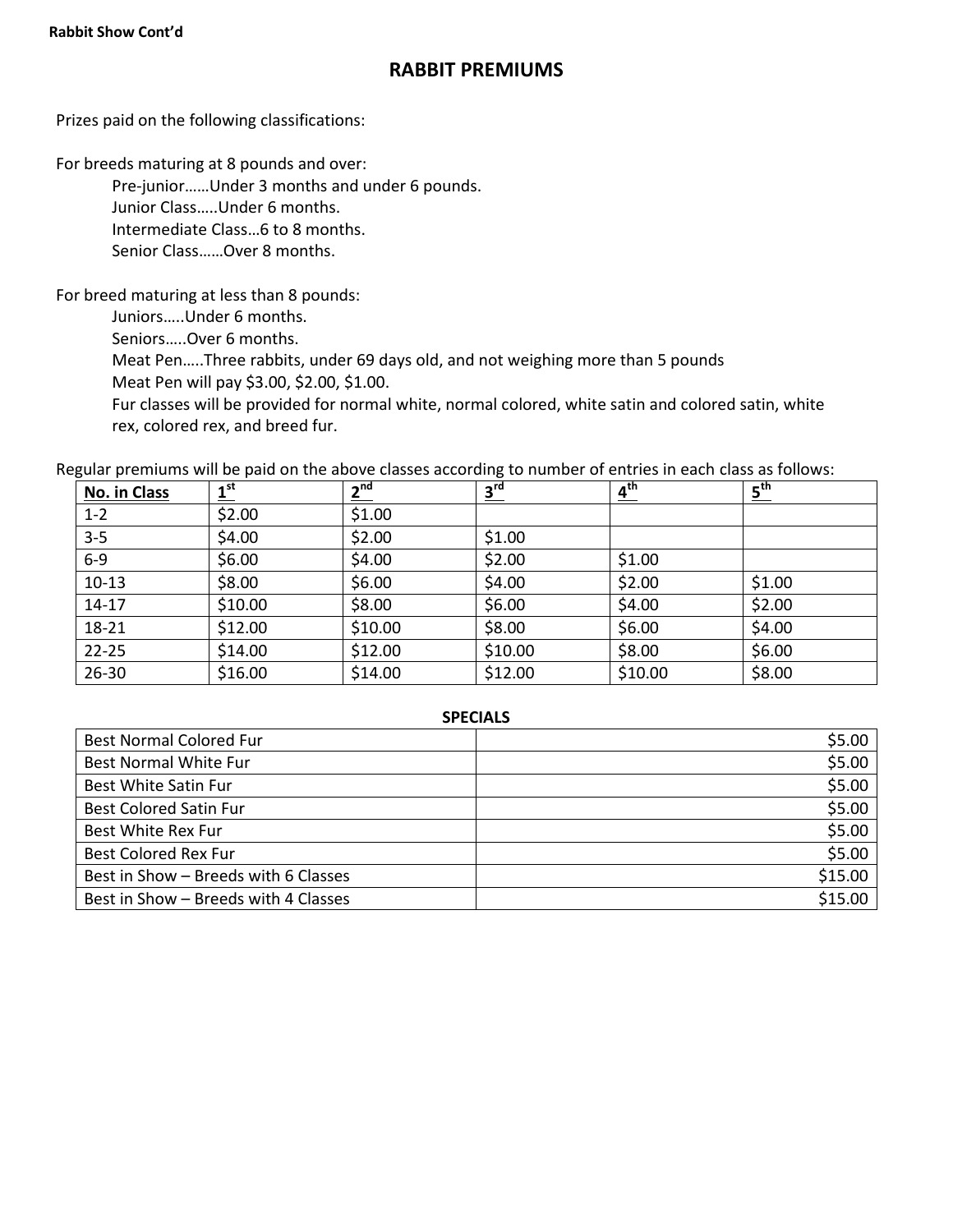Rabbit Show Cont'd

## RABBIT PREMIUMS

Prizes paid on the following classifications:

For breeds maturing at 8 pounds and over:

- Pre-junior……Under 3 months and under 6 pounds.
- Junior Class…..Under 6 months.
- Intermediate Class…6 to 8 months.
- Senior Class……Over 8 months.

For breed maturing at less than 8 pounds:

- Juniors…..Under 6 months.
- Seniors…..Over 6 months.
- Meat Pen…..Three rabbits, under 69 days old, and not weighing more than 5 pounds
- Meat Pen will pay $3.00, $2.00, $1.00.
- Fur classes will be provided for normal white, normal colored, white satin and colored satin, white rex, colored rex, and breed fur.

Regular premiums will be paid on the above classes according to number of entries in each class as follows:

| No. in Class | 1st | 2nd | 3rd | 4th | 5th |
|---|---|---|---|---|---|
| 1-2 | $2.00 | $1.00 | | | |
| 3-5 | $4.00 | $2.00 | $1.00 | | |
| 6-9 | $6.00 | $4.00 | $2.00 | $1.00 | |
| 10-13 | $8.00 | $6.00 | $4.00 | $2.00 | $1.00 |
| 14-17 | $10.00 | $8.00 | $6.00 | $4.00 | $2.00 |
| 18-21 | $12.00 | $10.00 | $8.00 | $6.00 | $4.00 |
| 22-25 | $14.00 | $12.00 | $10.00 | $8.00 | $6.00 |
| 26-30 | $16.00 | $14.00 | $12.00 | $10.00 | $8.00 |

### SPECIALS

| | |
|---|---|
| Best Normal Colored Fur | $5.00 |
| Best Normal White Fur | $5.00 |
| Best White Satin Fur | $5.00 |
| Best Colored Satin Fur | $5.00 |
| Best White Rex Fur | $5.00 |
| Best Colored Rex Fur | $5.00 |
| Best in Show – Breeds with 6 Classes | $15.00 |
| Best in Show – Breeds with 4 Classes | $15.00 |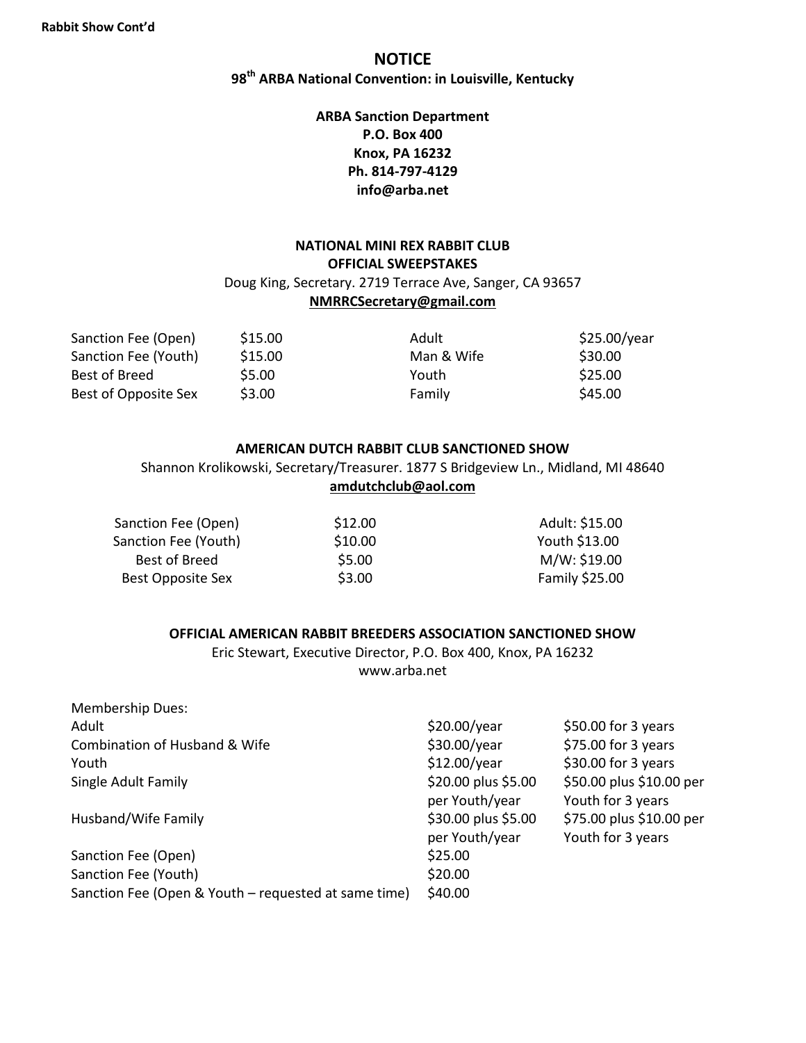Rabbit Show Cont'd

## NOTICE

**98th ARBA National Convention: in Louisville, Kentucky**

**ARBA Sanction Department**
**P.O. Box 400**
**Knox, PA 16232**
**Ph. 814-797-4129**
**info@arba.net**

### NATIONAL MINI REX RABBIT CLUB OFFICIAL SWEEPSTAKES

Doug King, Secretary. 2719 Terrace Ave, Sanger, CA 93657
**NMRRCSecretary@gmail.com**

| | | | |
|---|---|---|---|
| Sanction Fee (Open) | $15.00 | Adult | $25.00/year |
| Sanction Fee (Youth) | $15.00 | Man & Wife | $30.00 |
| Best of Breed | $5.00 | Youth | $25.00 |
| Best of Opposite Sex | $3.00 | Family | $45.00 |

### AMERICAN DUTCH RABBIT CLUB SANCTIONED SHOW

Shannon Krolikowski, Secretary/Treasurer. 1877 S Bridgeview Ln., Midland, MI 48640
**amdutchclub@aol.com**

| | | |
|---|---|---|
| Sanction Fee (Open) | $12.00 | Adult: $15.00 |
| Sanction Fee (Youth) | $10.00 | Youth $13.00 |
| Best of Breed | $5.00 | M/W: $19.00 |
| Best Opposite Sex | $3.00 | Family $25.00 |

### OFFICIAL AMERICAN RABBIT BREEDERS ASSOCIATION SANCTIONED SHOW

Eric Stewart, Executive Director, P.O. Box 400, Knox, PA 16232
www.arba.net

| Membership Dues: | | |
|---|---|---|
| Adult | $20.00/year | $50.00 for 3 years |
| Combination of Husband & Wife | $30.00/year | $75.00 for 3 years |
| Youth | $12.00/year | $30.00 for 3 years |
| Single Adult Family | $20.00 plus $5.00 per Youth/year | $50.00 plus $10.00 per Youth for 3 years |
| Husband/Wife Family | $30.00 plus $5.00 per Youth/year | $75.00 plus $10.00 per Youth for 3 years |
| Sanction Fee (Open) | $25.00 | |
| Sanction Fee (Youth) | $20.00 | |
| Sanction Fee (Open & Youth – requested at same time) | $40.00 | |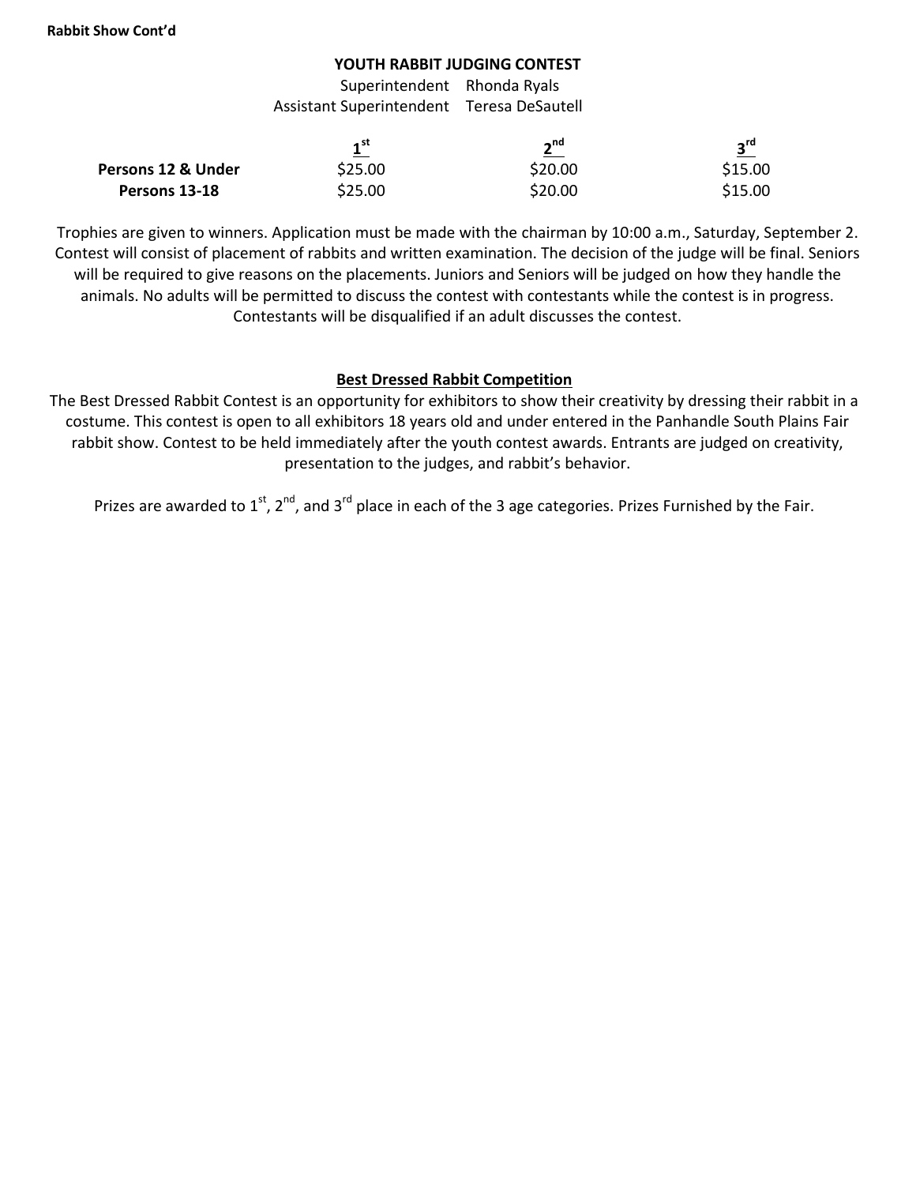**Rabbit Show Cont'd**

## YOUTH RABBIT JUDGING CONTEST

Superintendent Rhonda Ryals
Assistant Superintendent Teresa DeSautell

| | 1st | 2nd | 3rd |
|---|---|---|---|
| **Persons 12 & Under** | $25.00 | $20.00 | $15.00 |
| **Persons 13-18** | $25.00 | $20.00 | $15.00 |

Trophies are given to winners. Application must be made with the chairman by 10:00 a.m., Saturday, September 2. Contest will consist of placement of rabbits and written examination. The decision of the judge will be final. Seniors will be required to give reasons on the placements. Juniors and Seniors will be judged on how they handle the animals. No adults will be permitted to discuss the contest with contestants while the contest is in progress. Contestants will be disqualified if an adult discusses the contest.

## Best Dressed Rabbit Competition

The Best Dressed Rabbit Contest is an opportunity for exhibitors to show their creativity by dressing their rabbit in a costume. This contest is open to all exhibitors 18 years old and under entered in the Panhandle South Plains Fair rabbit show. Contest to be held immediately after the youth contest awards. Entrants are judged on creativity, presentation to the judges, and rabbit's behavior.

Prizes are awarded to 1st, 2nd, and 3rd place in each of the 3 age categories. Prizes Furnished by the Fair.